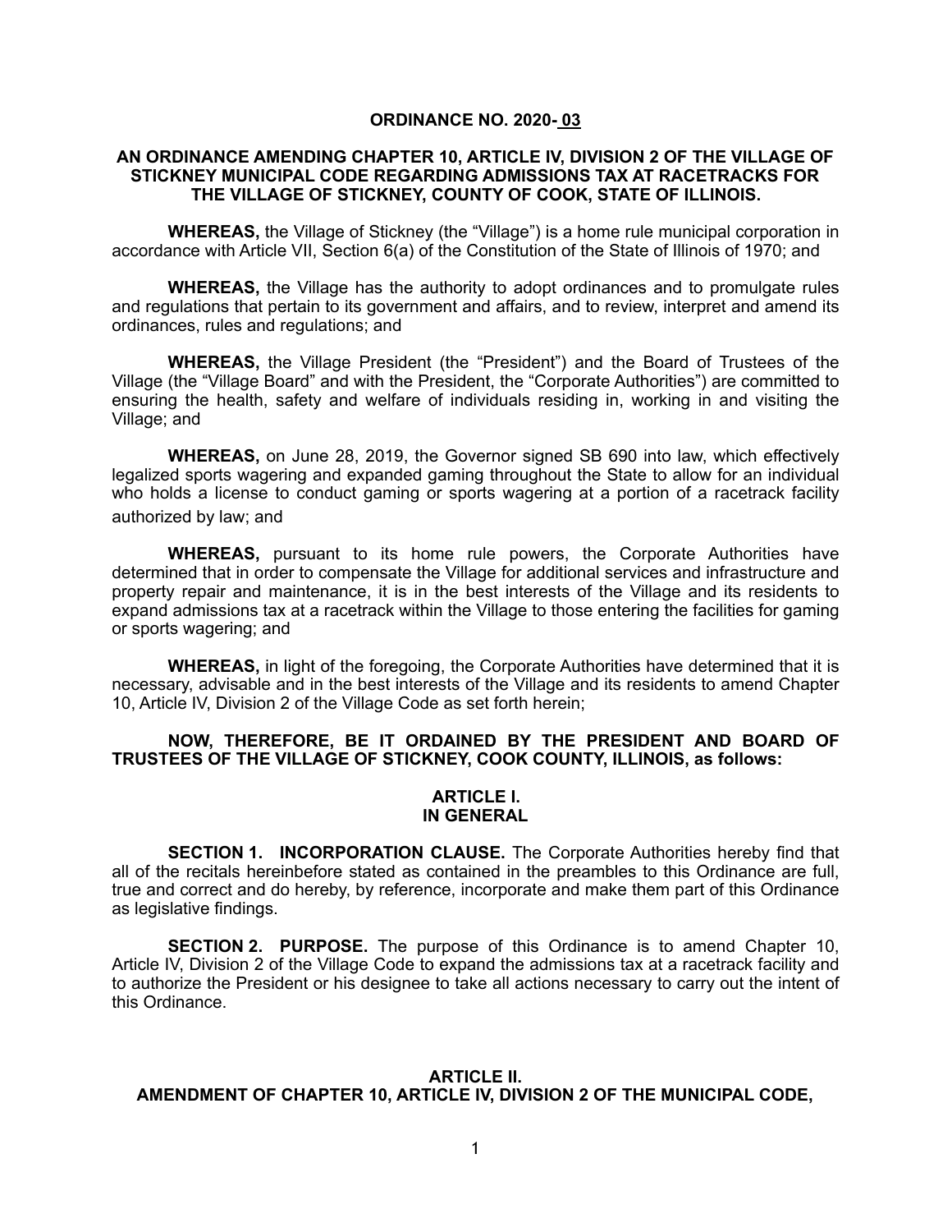**ORDINANCE NO. 2020-03**

**AN ORDINANCE AMENDING CHAPTER 10, ARTICLE IV, DIVISION 2 OF THE VILLAGE OF STICKNEY MUNICIPAL CODE REGARDING ADMISSIONS TAX AT RACETRACKS FOR THE VILLAGE OF STICKNEY, COUNTY OF COOK, STATE OF ILLINOIS.**

**WHEREAS,** the Village of Stickney (the "Village") is a home rule municipal corporation in accordance with Article VII, Section 6(a) of the Constitution of the State of Illinois of 1970; and

**WHEREAS,** the Village has the authority to adopt ordinances and to promulgate rules and regulations that pertain to its government and affairs, and to review, interpret and amend its ordinances, rules and regulations; and

**WHEREAS,** the Village President (the "President") and the Board of Trustees of the Village (the "Village Board" and with the President, the "Corporate Authorities") are committed to ensuring the health, safety and welfare of individuals residing in, working in and visiting the Village; and

**WHEREAS,** on June 28, 2019, the Governor signed SB 690 into law, which effectively legalized sports wagering and expanded gaming throughout the State to allow for an individual who holds a license to conduct gaming or sports wagering at a portion of a racetrack facility authorized by law; and

**WHEREAS,** pursuant to its home rule powers, the Corporate Authorities have determined that in order to compensate the Village for additional services and infrastructure and property repair and maintenance, it is in the best interests of the Village and its residents to expand admissions tax at a racetrack within the Village to those entering the facilities for gaming or sports wagering; and

**WHEREAS,** in light of the foregoing, the Corporate Authorities have determined that it is necessary, advisable and in the best interests of the Village and its residents to amend Chapter 10, Article IV, Division 2 of the Village Code as set forth herein;

**NOW, THEREFORE, BE IT ORDAINED BY THE PRESIDENT AND BOARD OF TRUSTEES OF THE VILLAGE OF STICKNEY, COOK COUNTY, ILLINOIS, as follows:**

## ARTICLE I.
## IN GENERAL

**SECTION 1. INCORPORATION CLAUSE.** The Corporate Authorities hereby find that all of the recitals hereinbefore stated as contained in the preambles to this Ordinance are full, true and correct and do hereby, by reference, incorporate and make them part of this Ordinance as legislative findings.

**SECTION 2. PURPOSE.** The purpose of this Ordinance is to amend Chapter 10, Article IV, Division 2 of the Village Code to expand the admissions tax at a racetrack facility and to authorize the President or his designee to take all actions necessary to carry out the intent of this Ordinance.

## ARTICLE II.
## AMENDMENT OF CHAPTER 10, ARTICLE IV, DIVISION 2 OF THE MUNICIPAL CODE,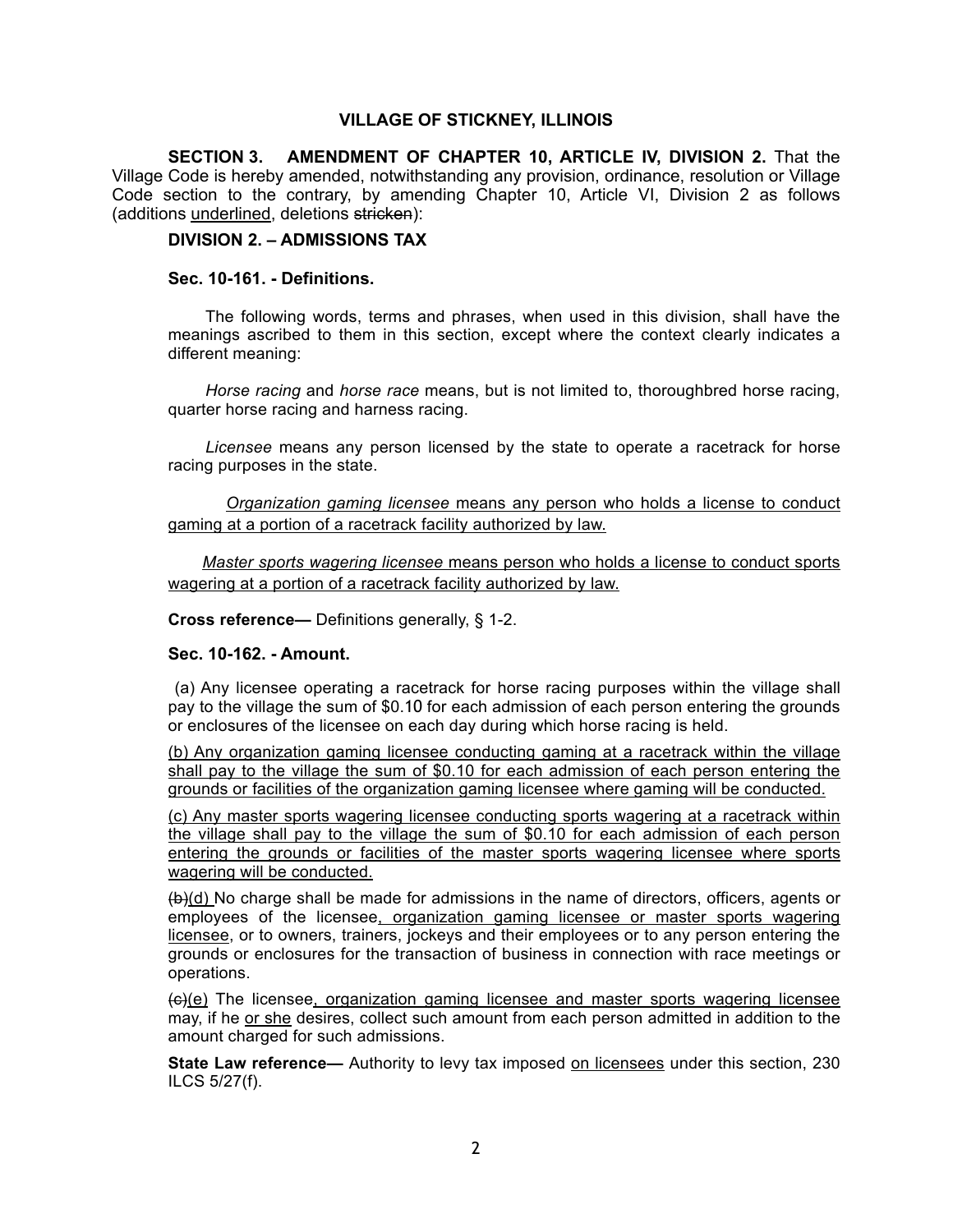**VILLAGE OF STICKNEY, ILLINOIS**

**SECTION 3. AMENDMENT OF CHAPTER 10, ARTICLE IV, DIVISION 2.** That the Village Code is hereby amended, notwithstanding any provision, ordinance, resolution or Village Code section to the contrary, by amending Chapter 10, Article VI, Division 2 as follows (additions <u>underlined</u>, deletions ~~stricken~~):

**DIVISION 2. – ADMISSIONS TAX**

**Sec. 10-161. - Definitions.**

The following words, terms and phrases, when used in this division, shall have the meanings ascribed to them in this section, except where the context clearly indicates a different meaning:

*Horse racing* and *horse race* means, but is not limited to, thoroughbred horse racing, quarter horse racing and harness racing.

*Licensee* means any person licensed by the state to operate a racetrack for horse racing purposes in the state.

<u>*Organization gaming licensee* means any person who holds a license to conduct gaming at a portion of a racetrack facility authorized by law.</u>

<u>*Master sports wagering licensee* means person who holds a license to conduct sports wagering at a portion of a racetrack facility authorized by law.</u>

**Cross reference—** Definitions generally, § 1-2.

**Sec. 10-162. - Amount.**

(a) Any licensee operating a racetrack for horse racing purposes within the village shall pay to the village the sum of $0.10 for each admission of each person entering the grounds or enclosures of the licensee on each day during which horse racing is held.

<u>(b) Any organization gaming licensee conducting gaming at a racetrack within the village shall pay to the village the sum of $0.10 for each admission of each person entering the grounds or facilities of the organization gaming licensee where gaming will be conducted.</u>

<u>(c) Any master sports wagering licensee conducting sports wagering at a racetrack within the village shall pay to the village the sum of $0.10 for each admission of each person entering the grounds or facilities of the master sports wagering licensee where sports wagering will be conducted.</u>

~~(b)~~<u>(d)</u> No charge shall be made for admissions in the name of directors, officers, agents or employees of the licensee<u>, organization gaming licensee or master sports wagering licensee</u>, or to owners, trainers, jockeys and their employees or to any person entering the grounds or enclosures for the transaction of business in connection with race meetings or operations.

~~(c)~~<u>(e)</u> The licensee<u>, organization gaming licensee and master sports wagering licensee</u> may, if he <u>or she</u> desires, collect such amount from each person admitted in addition to the amount charged for such admissions.

**State Law reference—** Authority to levy tax imposed <u>on licensees</u> under this section, 230 ILCS 5/27(f).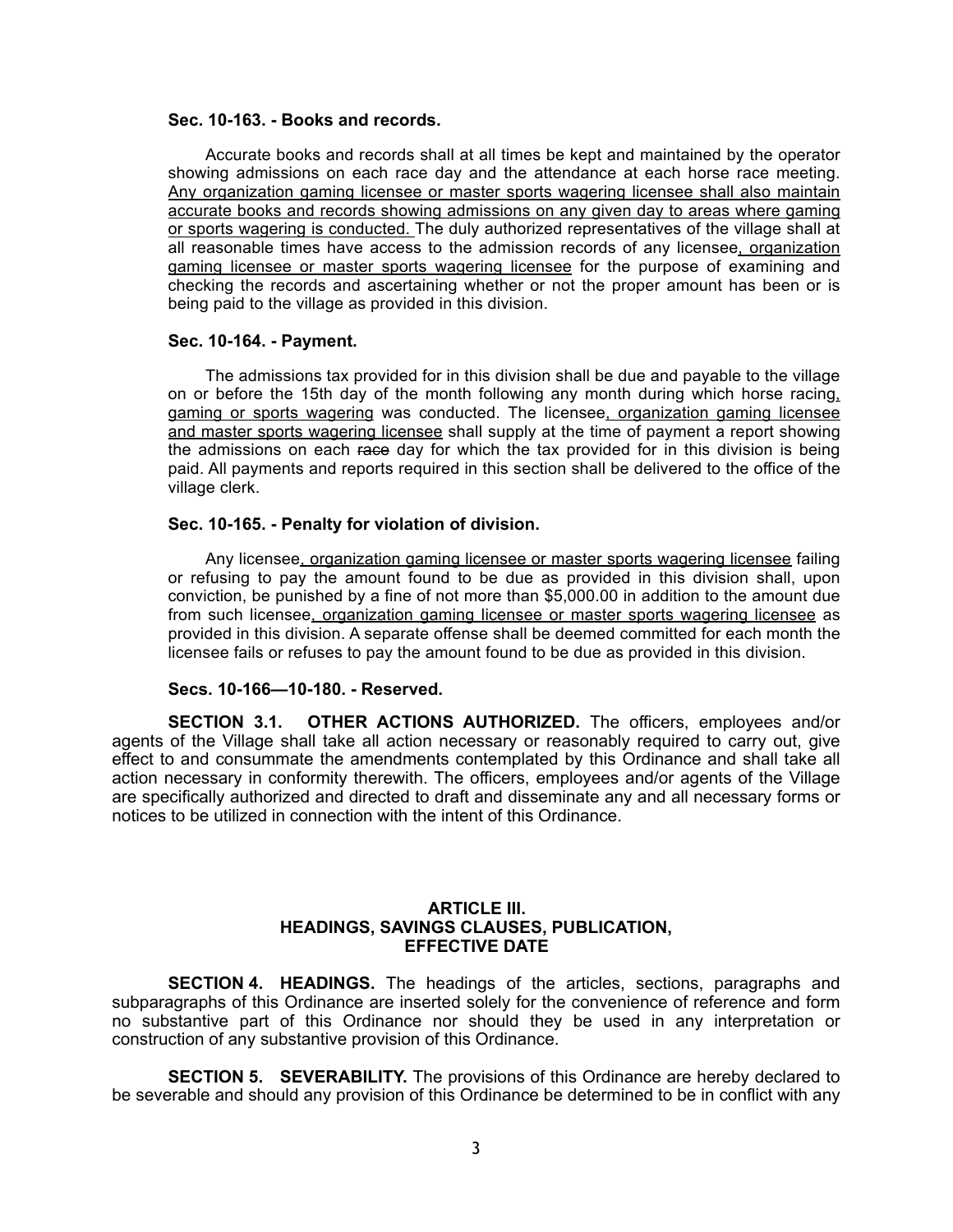**Sec. 10-163. - Books and records.**

Accurate books and records shall at all times be kept and maintained by the operator showing admissions on each race day and the attendance at each horse race meeting. <u>Any organization gaming licensee or master sports wagering licensee shall also maintain accurate books and records showing admissions on any given day to areas where gaming or sports wagering is conducted.</u> The duly authorized representatives of the village shall at all reasonable times have access to the admission records of any licensee<u>, organization gaming licensee or master sports wagering licensee</u> for the purpose of examining and checking the records and ascertaining whether or not the proper amount has been or is being paid to the village as provided in this division.

**Sec. 10-164. - Payment.**

The admissions tax provided for in this division shall be due and payable to the village on or before the 15th day of the month following any month during which horse racing<u>, gaming or sports wagering</u> was conducted. The licensee<u>, organization gaming licensee and master sports wagering licensee</u> shall supply at the time of payment a report showing the admissions on each ~~race~~ day for which the tax provided for in this division is being paid. All payments and reports required in this section shall be delivered to the office of the village clerk.

**Sec. 10-165. - Penalty for violation of division.**

Any licensee<u>, organization gaming licensee or master sports wagering licensee</u> failing or refusing to pay the amount found to be due as provided in this division shall, upon conviction, be punished by a fine of not more than $5,000.00 in addition to the amount due from such licensee<u>, organization gaming licensee or master sports wagering licensee</u> as provided in this division. A separate offense shall be deemed committed for each month the licensee fails or refuses to pay the amount found to be due as provided in this division.

**Secs. 10-166—10-180. - Reserved.**

**SECTION 3.1. OTHER ACTIONS AUTHORIZED.** The officers, employees and/or agents of the Village shall take all action necessary or reasonably required to carry out, give effect to and consummate the amendments contemplated by this Ordinance and shall take all action necessary in conformity therewith. The officers, employees and/or agents of the Village are specifically authorized and directed to draft and disseminate any and all necessary forms or notices to be utilized in connection with the intent of this Ordinance.

## ARTICLE III. HEADINGS, SAVINGS CLAUSES, PUBLICATION, EFFECTIVE DATE

**SECTION 4. HEADINGS.** The headings of the articles, sections, paragraphs and subparagraphs of this Ordinance are inserted solely for the convenience of reference and form no substantive part of this Ordinance nor should they be used in any interpretation or construction of any substantive provision of this Ordinance.

**SECTION 5. SEVERABILITY.** The provisions of this Ordinance are hereby declared to be severable and should any provision of this Ordinance be determined to be in conflict with any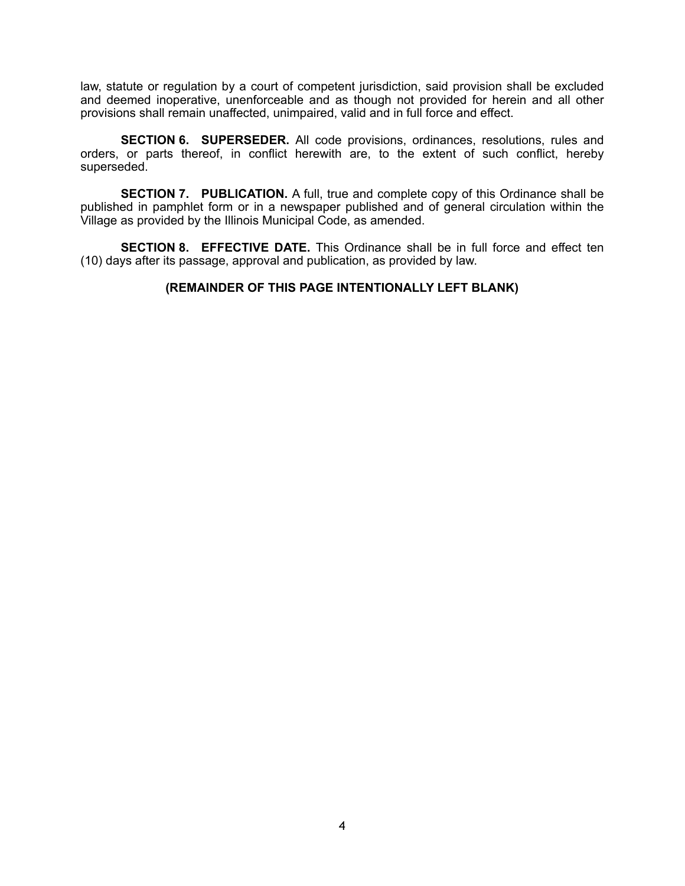law, statute or regulation by a court of competent jurisdiction, said provision shall be excluded and deemed inoperative, unenforceable and as though not provided for herein and all other provisions shall remain unaffected, unimpaired, valid and in full force and effect.

**SECTION 6. SUPERSEDER.** All code provisions, ordinances, resolutions, rules and orders, or parts thereof, in conflict herewith are, to the extent of such conflict, hereby superseded.

**SECTION 7. PUBLICATION.** A full, true and complete copy of this Ordinance shall be published in pamphlet form or in a newspaper published and of general circulation within the Village as provided by the Illinois Municipal Code, as amended.

**SECTION 8. EFFECTIVE DATE.** This Ordinance shall be in full force and effect ten (10) days after its passage, approval and publication, as provided by law.

**(REMAINDER OF THIS PAGE INTENTIONALLY LEFT BLANK)**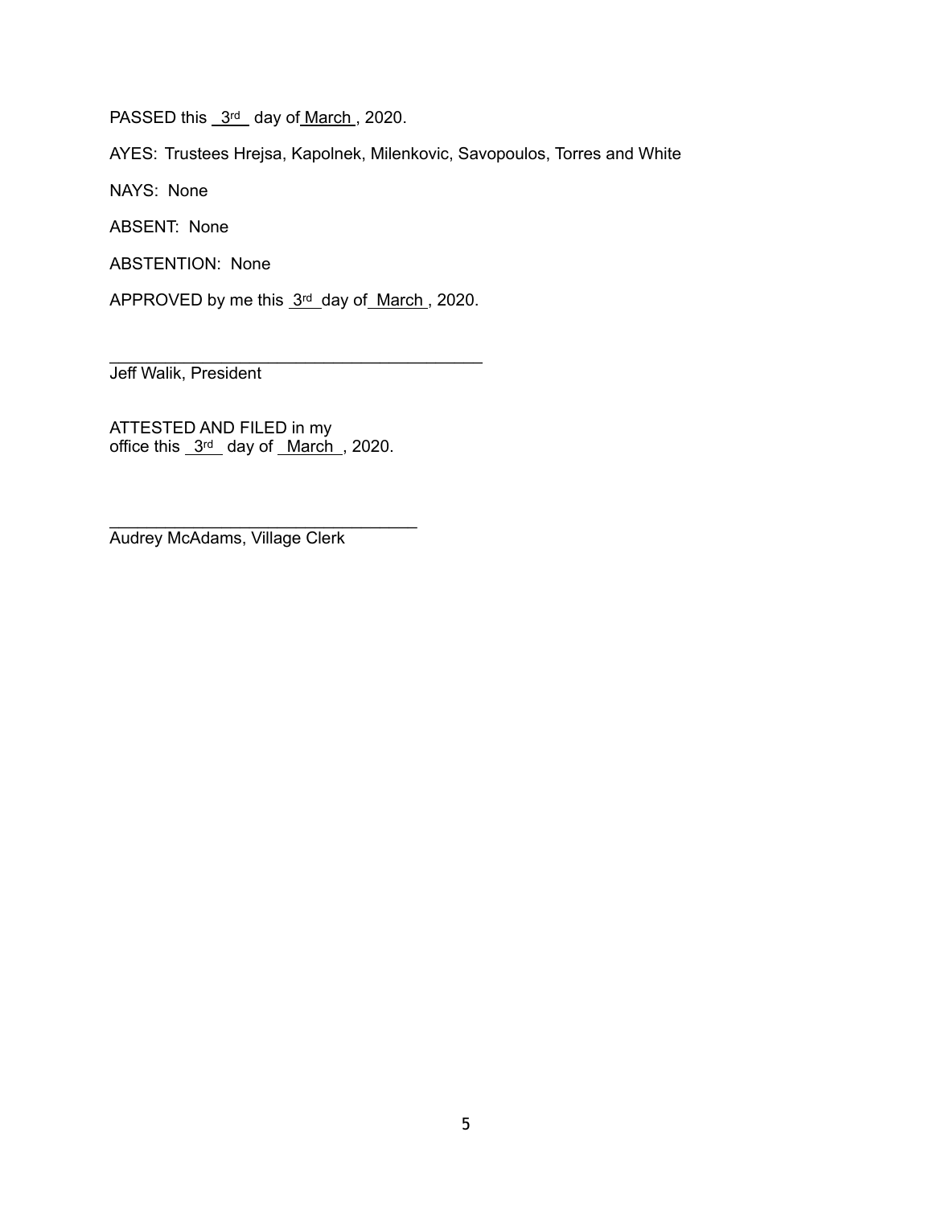PASSED this 3rd day of March, 2020.

AYES: Trustees Hrejsa, Kapolnek, Milenkovic, Savopoulos, Torres and White

NAYS: None

ABSENT: None

ABSTENTION: None

APPROVED by me this 3rd day of March, 2020.

\_\_\_\_\_\_\_\_\_\_\_\_\_\_\_\_\_\_\_\_\_\_\_\_\_\_\_\_\_\_\_\_\_\_\_\_\_\_\_\_

Jeff Walik, President

ATTESTED AND FILED in my
office this 3rd day of March, 2020.

\_\_\_\_\_\_\_\_\_\_\_\_\_\_\_\_\_\_\_\_\_\_\_\_\_\_\_\_\_\_\_\_\_\_

Audrey McAdams, Village Clerk